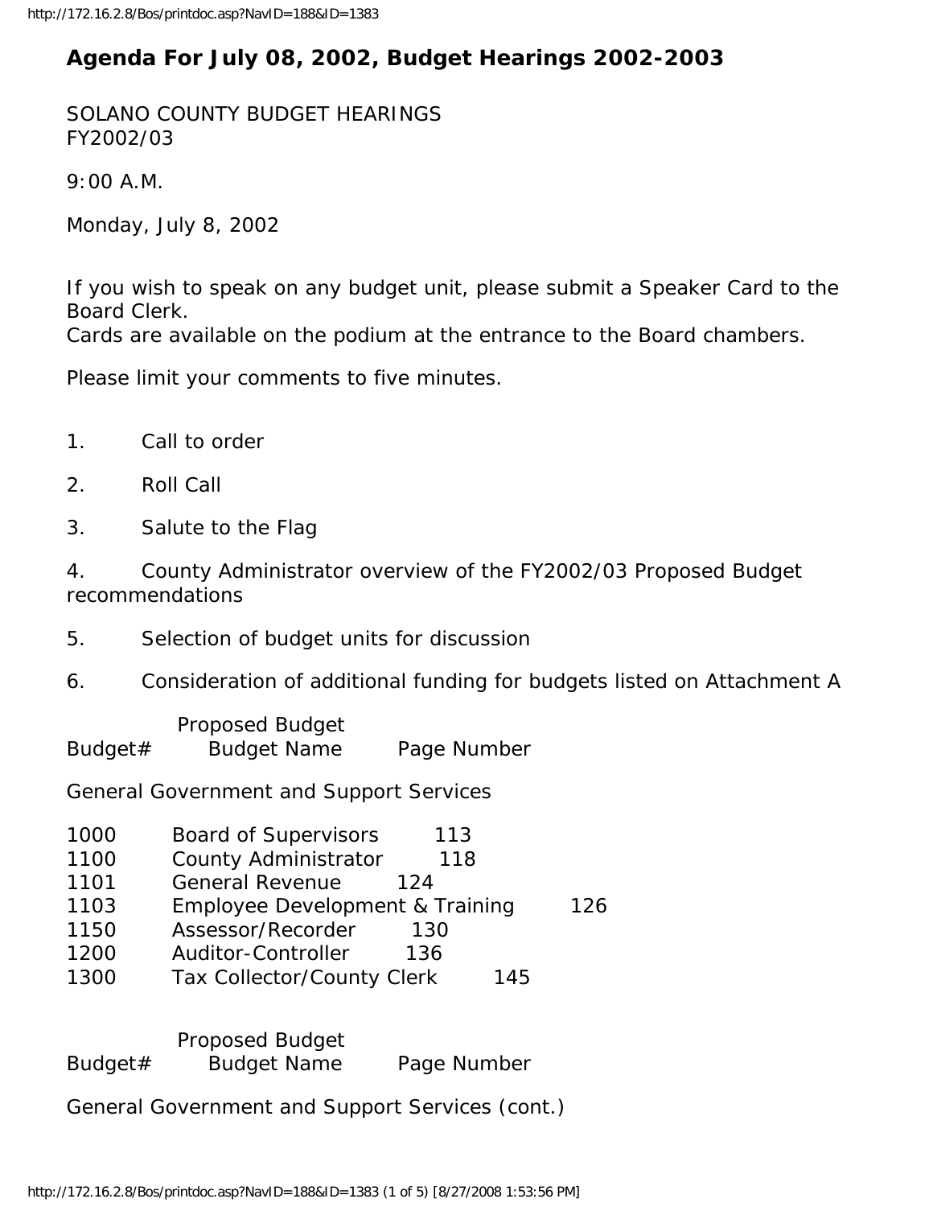# Agenda For July 08, 2002, Budget Hearings 2002-2003

SOLANO COUNTY BUDGET HEARINGS
FY2002/03

9:00 A.M.

Monday, July 8, 2002

If you wish to speak on any budget unit, please submit a Speaker Card to the Board Clerk.
Cards are available on the podium at the entrance to the Board chambers.

Please limit your comments to five minutes.

1. Call to order
2. Roll Call
3. Salute to the Flag
4. County Administrator overview of the FY2002/03 Proposed Budget recommendations
5. Selection of budget units for discussion
6. Consideration of additional funding for budgets listed on Attachment A

| Budget# | Budget Name | Proposed Budget Page Number |
|---|---|---|
| **General Government and Support Services** | | |
| 1000 | Board of Supervisors | 113 |
| 1100 | County Administrator | 118 |
| 1101 | General Revenue | 124 |
| 1103 | Employee Development & Training | 126 |
| 1150 | Assessor/Recorder | 130 |
| 1200 | Auditor-Controller | 136 |
| 1300 | Tax Collector/County Clerk | 145 |

| Budget# | Budget Name | Proposed Budget Page Number |
|---|---|---|
| **General Government and Support Services (cont.)** | | |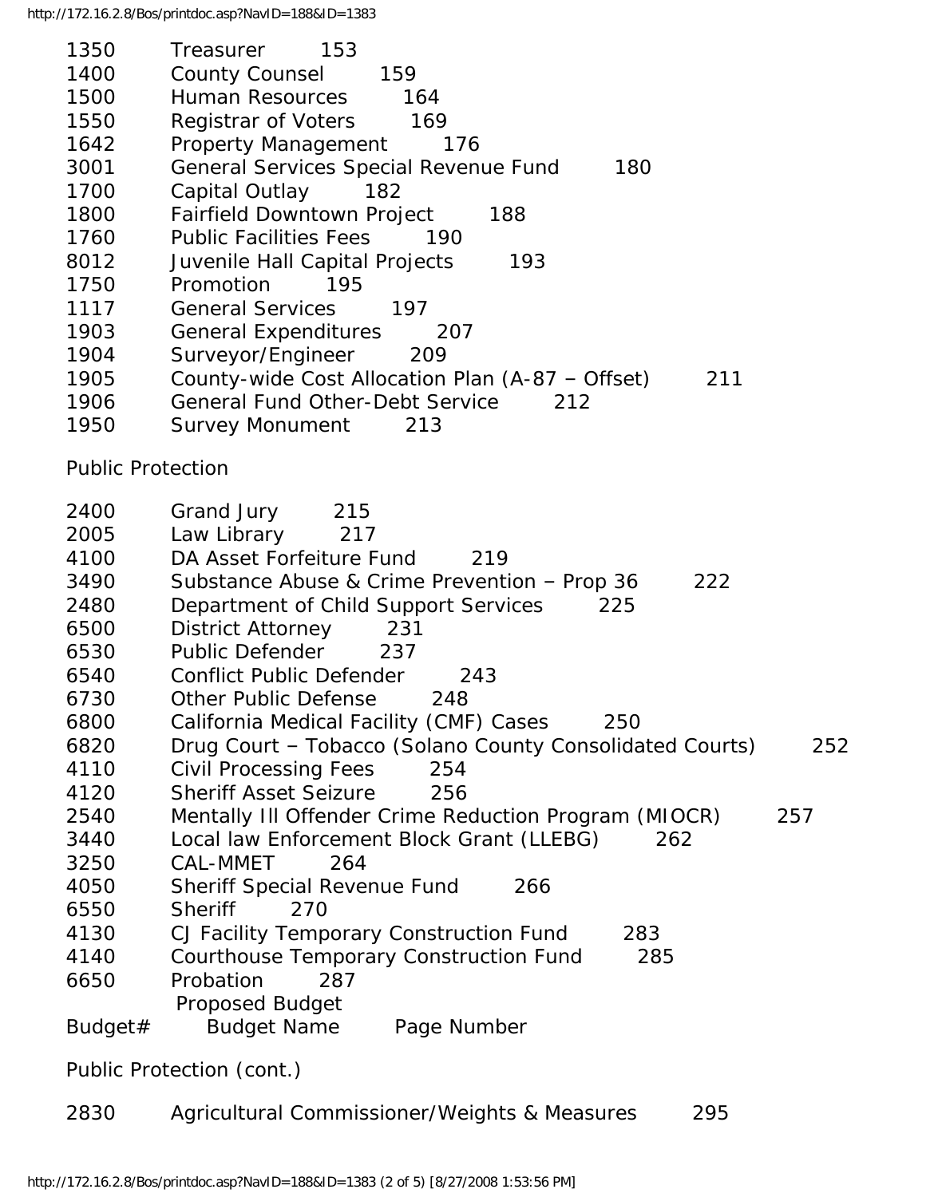| Budget# | Budget Name | Page Number |
| --- | --- | --- |
| 1350 | Treasurer | 153 |
| 1400 | County Counsel | 159 |
| 1500 | Human Resources | 164 |
| 1550 | Registrar of Voters | 169 |
| 1642 | Property Management | 176 |
| 3001 | General Services Special Revenue Fund | 180 |
| 1700 | Capital Outlay | 182 |
| 1800 | Fairfield Downtown Project | 188 |
| 1760 | Public Facilities Fees | 190 |
| 8012 | Juvenile Hall Capital Projects | 193 |
| 1750 | Promotion | 195 |
| 1117 | General Services | 197 |
| 1903 | General Expenditures | 207 |
| 1904 | Surveyor/Engineer | 209 |
| 1905 | County-wide Cost Allocation Plan (A-87 – Offset) | 211 |
| 1906 | General Fund Other-Debt Service | 212 |
| 1950 | Survey Monument | 213 |

Public Protection

| Budget# | Budget Name | Page Number |
| --- | --- | --- |
| 2400 | Grand Jury | 215 |
| 2005 | Law Library | 217 |
| 4100 | DA Asset Forfeiture Fund | 219 |
| 3490 | Substance Abuse & Crime Prevention – Prop 36 | 222 |
| 2480 | Department of Child Support Services | 225 |
| 6500 | District Attorney | 231 |
| 6530 | Public Defender | 237 |
| 6540 | Conflict Public Defender | 243 |
| 6730 | Other Public Defense | 248 |
| 6800 | California Medical Facility (CMF) Cases | 250 |
| 6820 | Drug Court – Tobacco (Solano County Consolidated Courts) | 252 |
| 4110 | Civil Processing Fees | 254 |
| 4120 | Sheriff Asset Seizure | 256 |
| 2540 | Mentally Ill Offender Crime Reduction Program (MIOCR) | 257 |
| 3440 | Local law Enforcement Block Grant (LLEBG) | 262 |
| 3250 | CAL-MMET | 264 |
| 4050 | Sheriff Special Revenue Fund | 266 |
| 6550 | Sheriff | 270 |
| 4130 | CJ Facility Temporary Construction Fund | 283 |
| 4140 | Courthouse Temporary Construction Fund | 285 |
| 6650 | Probation | 287 |

Proposed Budget

Public Protection (cont.)

| Budget# | Budget Name | Page Number |
| --- | --- | --- |
| 2830 | Agricultural Commissioner/Weights & Measures | 295 |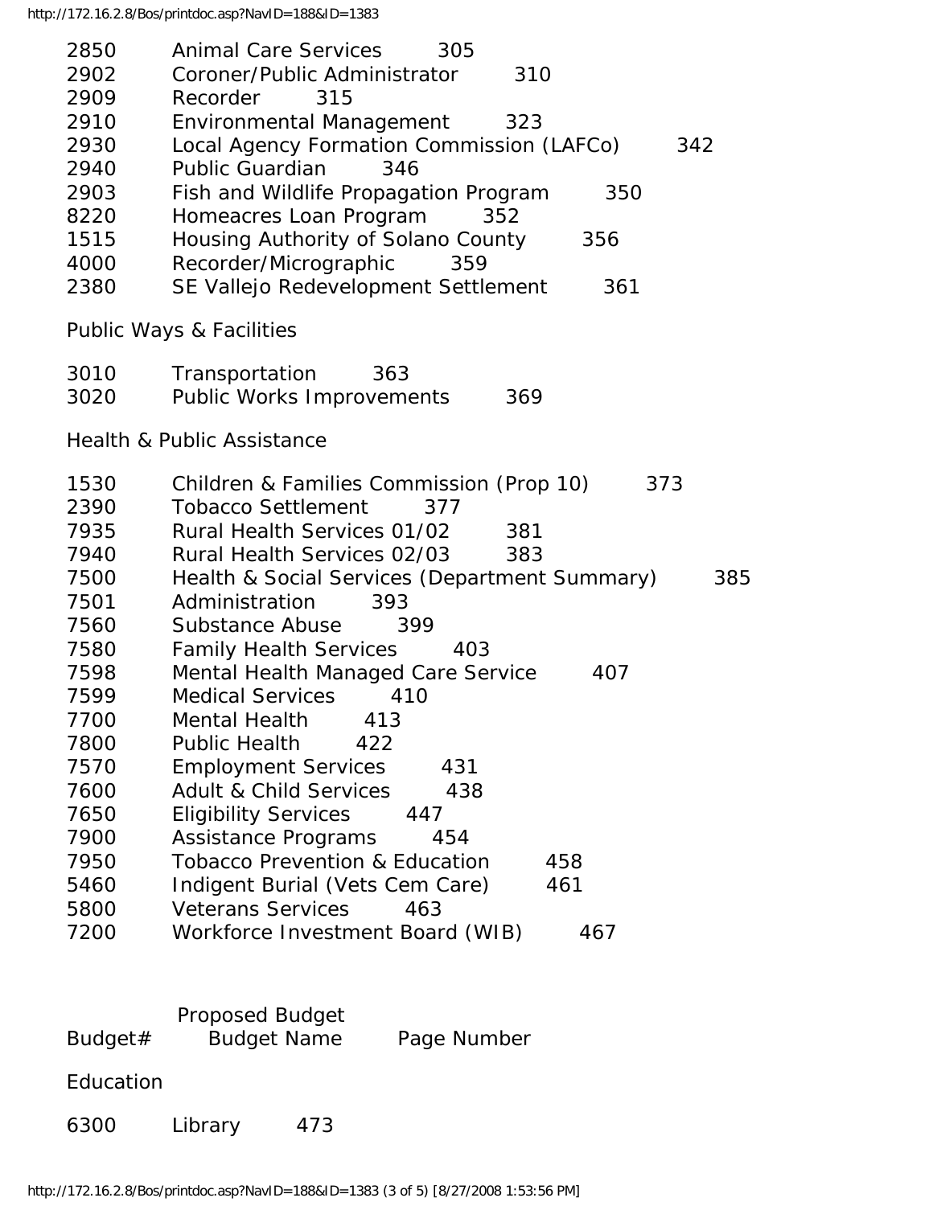| Budget# | Budget Name | Page Number |
|---|---|---|
| 2850 | Animal Care Services | 305 |
| 2902 | Coroner/Public Administrator | 310 |
| 2909 | Recorder | 315 |
| 2910 | Environmental Management | 323 |
| 2930 | Local Agency Formation Commission (LAFCo) | 342 |
| 2940 | Public Guardian | 346 |
| 2903 | Fish and Wildlife Propagation Program | 350 |
| 8220 | Homeacres Loan Program | 352 |
| 1515 | Housing Authority of Solano County | 356 |
| 4000 | Recorder/Micrographic | 359 |
| 2380 | SE Vallejo Redevelopment Settlement | 361 |

Public Ways & Facilities

| Budget# | Budget Name | Page Number |
|---|---|---|
| 3010 | Transportation | 363 |
| 3020 | Public Works Improvements | 369 |

Health & Public Assistance

| Budget# | Budget Name | Page Number |
|---|---|---|
| 1530 | Children & Families Commission (Prop 10) | 373 |
| 2390 | Tobacco Settlement | 377 |
| 7935 | Rural Health Services 01/02 | 381 |
| 7940 | Rural Health Services 02/03 | 383 |
| 7500 | Health & Social Services (Department Summary) | 385 |
| 7501 | Administration | 393 |
| 7560 | Substance Abuse | 399 |
| 7580 | Family Health Services | 403 |
| 7598 | Mental Health Managed Care Service | 407 |
| 7599 | Medical Services | 410 |
| 7700 | Mental Health | 413 |
| 7800 | Public Health | 422 |
| 7570 | Employment Services | 431 |
| 7600 | Adult & Child Services | 438 |
| 7650 | Eligibility Services | 447 |
| 7900 | Assistance Programs | 454 |
| 7950 | Tobacco Prevention & Education | 458 |
| 5460 | Indigent Burial (Vets Cem Care) | 461 |
| 5800 | Veterans Services | 463 |
| 7200 | Workforce Investment Board (WIB) | 467 |

Proposed Budget

| Budget# | Budget Name | Page Number |
|---|---|---|

Education

| Budget# | Budget Name | Page Number |
|---|---|---|
| 6300 | Library | 473 |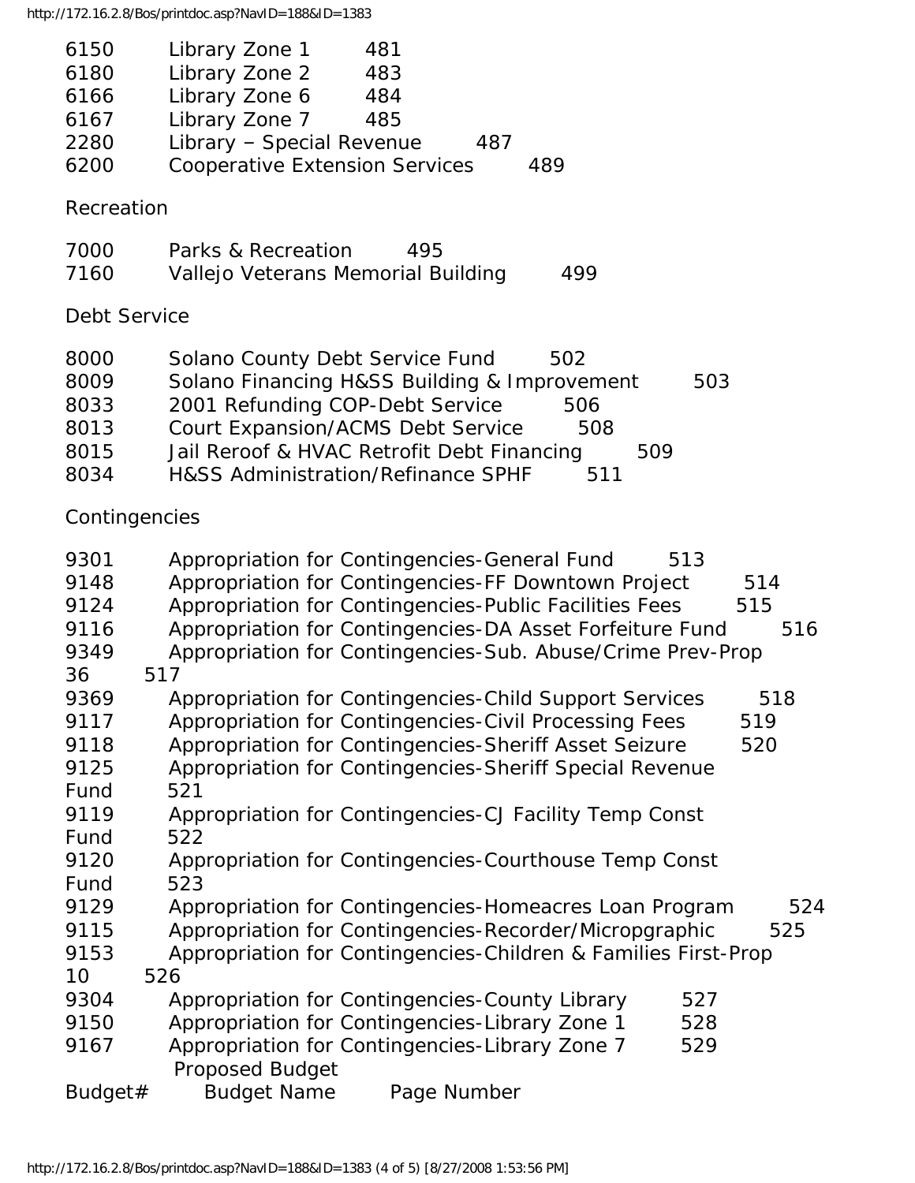| | | |
|---|---|---|
| 6150 | Library Zone 1 | 481 |
| 6180 | Library Zone 2 | 483 |
| 6166 | Library Zone 6 | 484 |
| 6167 | Library Zone 7 | 485 |
| 2280 | Library – Special Revenue | 487 |
| 6200 | Cooperative Extension Services | 489 |

Recreation

| | | |
|---|---|---|
| 7000 | Parks & Recreation | 495 |
| 7160 | Vallejo Veterans Memorial Building | 499 |

Debt Service

| | | |
|---|---|---|
| 8000 | Solano County Debt Service Fund | 502 |
| 8009 | Solano Financing H&SS Building & Improvement | 503 |
| 8033 | 2001 Refunding COP-Debt Service | 506 |
| 8013 | Court Expansion/ACMS Debt Service | 508 |
| 8015 | Jail Reroof & HVAC Retrofit Debt Financing | 509 |
| 8034 | H&SS Administration/Refinance SPHF | 511 |

Contingencies

| | | |
|---|---|---|
| 9301 | Appropriation for Contingencies-General Fund | 513 |
| 9148 | Appropriation for Contingencies-FF Downtown Project | 514 |
| 9124 | Appropriation for Contingencies-Public Facilities Fees | 515 |
| 9116 | Appropriation for Contingencies-DA Asset Forfeiture Fund | 516 |
| 9349 | Appropriation for Contingencies-Sub. Abuse/Crime Prev-Prop 36 | 517 |
| 9369 | Appropriation for Contingencies-Child Support Services | 518 |
| 9117 | Appropriation for Contingencies-Civil Processing Fees | 519 |
| 9118 | Appropriation for Contingencies-Sheriff Asset Seizure | 520 |
| 9125 | Appropriation for Contingencies-Sheriff Special Revenue Fund | 521 |
| 9119 | Appropriation for Contingencies-CJ Facility Temp Const Fund | 522 |
| 9120 | Appropriation for Contingencies-Courthouse Temp Const Fund | 523 |
| 9129 | Appropriation for Contingencies-Homeacres Loan Program | 524 |
| 9115 | Appropriation for Contingencies-Recorder/Micropgraphic | 525 |
| 9153 | Appropriation for Contingencies-Children & Families First-Prop 10 | 526 |
| 9304 | Appropriation for Contingencies-County Library | 527 |
| 9150 | Appropriation for Contingencies-Library Zone 1 | 528 |
| 9167 | Appropriation for Contingencies-Library Zone 7 | 529 |

Proposed Budget

| Budget# | Budget Name | Page Number |
|---|---|---|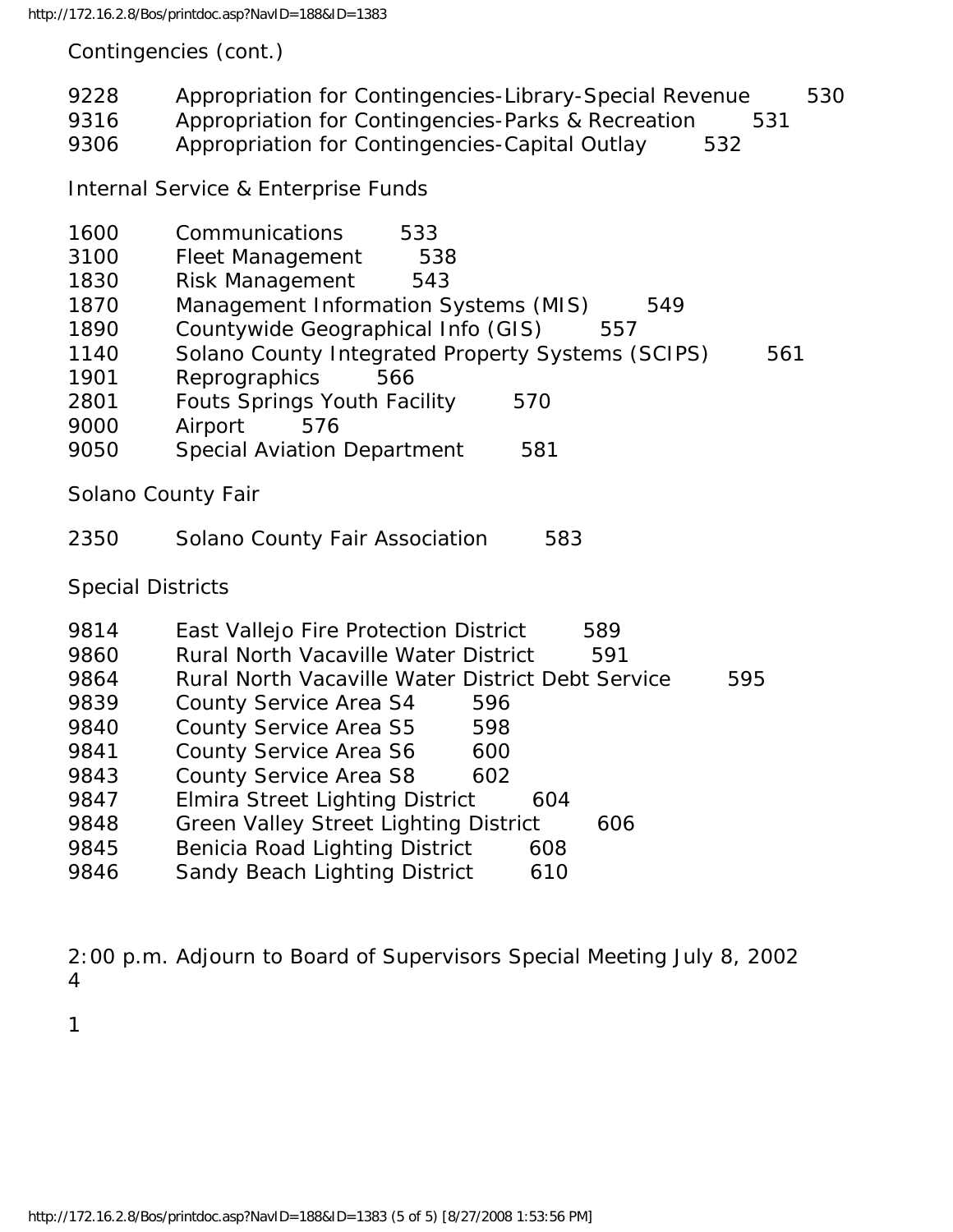Contingencies (cont.)

| | | |
|---|---|---|
| 9228 | Appropriation for Contingencies-Library-Special Revenue | 530 |
| 9316 | Appropriation for Contingencies-Parks & Recreation | 531 |
| 9306 | Appropriation for Contingencies-Capital Outlay | 532 |

Internal Service & Enterprise Funds

| | | |
|---|---|---|
| 1600 | Communications | 533 |
| 3100 | Fleet Management | 538 |
| 1830 | Risk Management | 543 |
| 1870 | Management Information Systems (MIS) | 549 |
| 1890 | Countywide Geographical Info (GIS) | 557 |
| 1140 | Solano County Integrated Property Systems (SCIPS) | 561 |
| 1901 | Reprographics | 566 |
| 2801 | Fouts Springs Youth Facility | 570 |
| 9000 | Airport | 576 |
| 9050 | Special Aviation Department | 581 |

Solano County Fair

| | | |
|---|---|---|
| 2350 | Solano County Fair Association | 583 |

Special Districts

| | | |
|---|---|---|
| 9814 | East Vallejo Fire Protection District | 589 |
| 9860 | Rural North Vacaville Water District | 591 |
| 9864 | Rural North Vacaville Water District Debt Service | 595 |
| 9839 | County Service Area S4 | 596 |
| 9840 | County Service Area S5 | 598 |
| 9841 | County Service Area S6 | 600 |
| 9843 | County Service Area S8 | 602 |
| 9847 | Elmira Street Lighting District | 604 |
| 9848 | Green Valley Street Lighting District | 606 |
| 9845 | Benicia Road Lighting District | 608 |
| 9846 | Sandy Beach Lighting District | 610 |

2:00 p.m. Adjourn to Board of Supervisors Special Meeting July 8, 2002